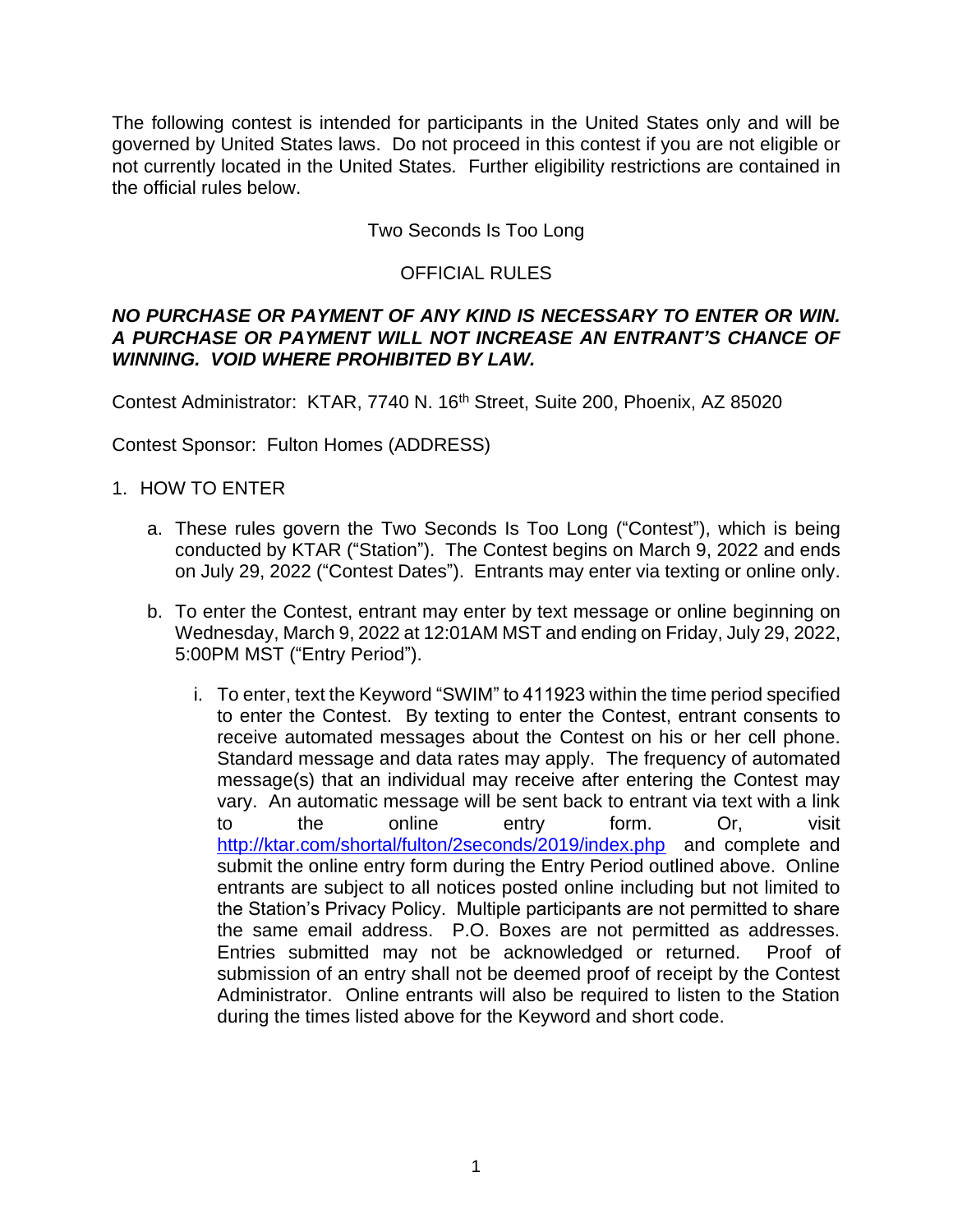The following contest is intended for participants in the United States only and will be governed by United States laws. Do not proceed in this contest if you are not eligible or not currently located in the United States. Further eligibility restrictions are contained in the official rules below.

# Two Seconds Is Too Long

## OFFICIAL RULES

***NO PURCHASE OR PAYMENT OF ANY KIND IS NECESSARY TO ENTER OR WIN. A PURCHASE OR PAYMENT WILL NOT INCREASE AN ENTRANT'S CHANCE OF WINNING. VOID WHERE PROHIBITED BY LAW.***

Contest Administrator: KTAR, 7740 N. 16th Street, Suite 200, Phoenix, AZ 85020

Contest Sponsor: Fulton Homes (ADDRESS)

1. HOW TO ENTER

   a. These rules govern the Two Seconds Is Too Long ("Contest"), which is being conducted by KTAR ("Station"). The Contest begins on March 9, 2022 and ends on July 29, 2022 ("Contest Dates"). Entrants may enter via texting or online only.

   b. To enter the Contest, entrant may enter by text message or online beginning on Wednesday, March 9, 2022 at 12:01AM MST and ending on Friday, July 29, 2022, 5:00PM MST ("Entry Period").

      i. To enter, text the Keyword "SWIM" to 411923 within the time period specified to enter the Contest. By texting to enter the Contest, entrant consents to receive automated messages about the Contest on his or her cell phone. Standard message and data rates may apply. The frequency of automated message(s) that an individual may receive after entering the Contest may vary. An automatic message will be sent back to entrant via text with a link to the online entry form. Or, visit http://ktar.com/shortal/fulton/2seconds/2019/index.php and complete and submit the online entry form during the Entry Period outlined above. Online entrants are subject to all notices posted online including but not limited to the Station's Privacy Policy. Multiple participants are not permitted to share the same email address. P.O. Boxes are not permitted as addresses. Entries submitted may not be acknowledged or returned. Proof of submission of an entry shall not be deemed proof of receipt by the Contest Administrator. Online entrants will also be required to listen to the Station during the times listed above for the Keyword and short code.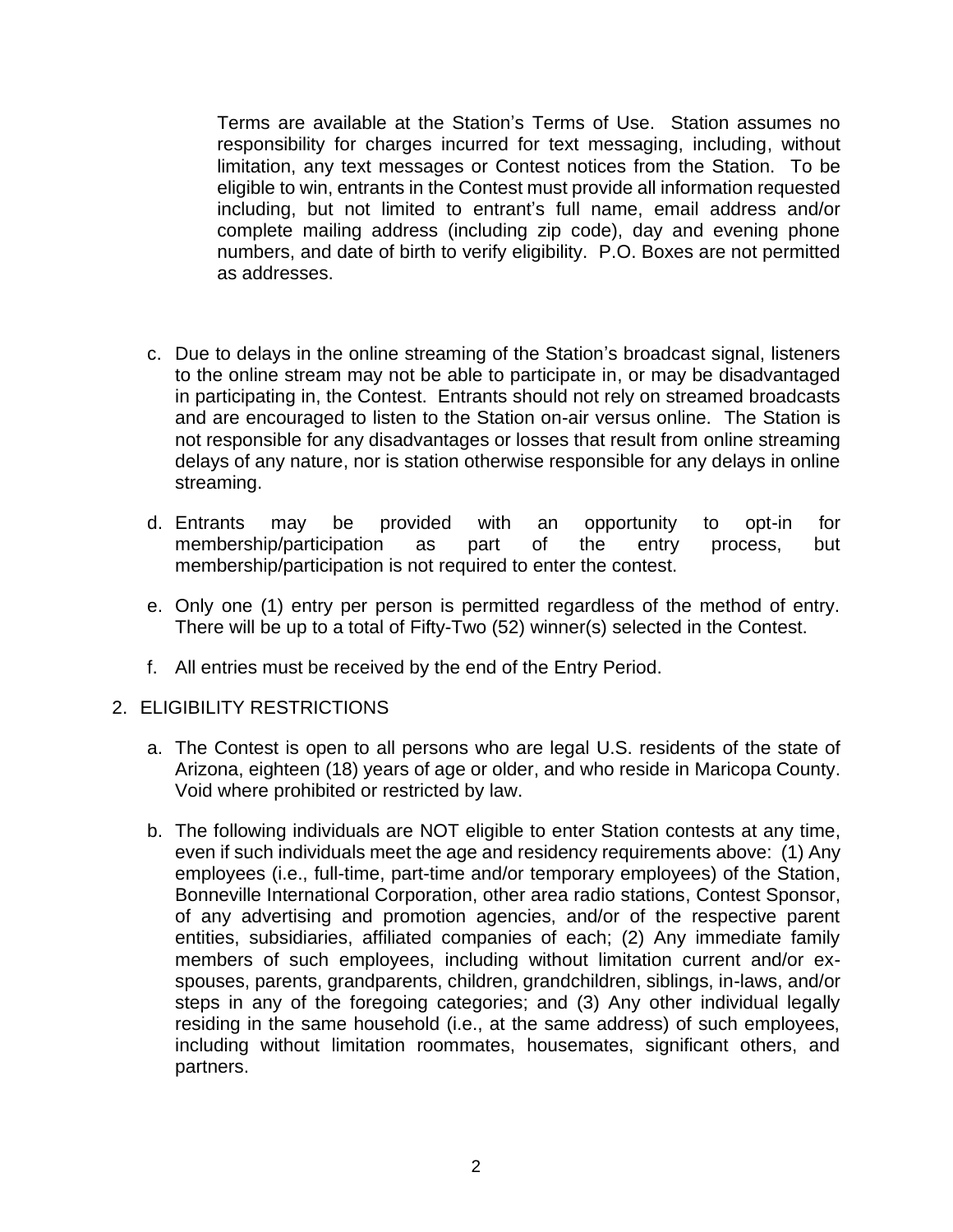Terms are available at the Station's Terms of Use. Station assumes no responsibility for charges incurred for text messaging, including, without limitation, any text messages or Contest notices from the Station. To be eligible to win, entrants in the Contest must provide all information requested including, but not limited to entrant's full name, email address and/or complete mailing address (including zip code), day and evening phone numbers, and date of birth to verify eligibility. P.O. Boxes are not permitted as addresses.

c. Due to delays in the online streaming of the Station's broadcast signal, listeners to the online stream may not be able to participate in, or may be disadvantaged in participating in, the Contest. Entrants should not rely on streamed broadcasts and are encouraged to listen to the Station on-air versus online. The Station is not responsible for any disadvantages or losses that result from online streaming delays of any nature, nor is station otherwise responsible for any delays in online streaming.

d. Entrants may be provided with an opportunity to opt-in for membership/participation as part of the entry process, but membership/participation is not required to enter the contest.

e. Only one (1) entry per person is permitted regardless of the method of entry. There will be up to a total of Fifty-Two (52) winner(s) selected in the Contest.

f. All entries must be received by the end of the Entry Period.

2. ELIGIBILITY RESTRICTIONS

a. The Contest is open to all persons who are legal U.S. residents of the state of Arizona, eighteen (18) years of age or older, and who reside in Maricopa County. Void where prohibited or restricted by law.

b. The following individuals are NOT eligible to enter Station contests at any time, even if such individuals meet the age and residency requirements above: (1) Any employees (i.e., full-time, part-time and/or temporary employees) of the Station, Bonneville International Corporation, other area radio stations, Contest Sponsor, of any advertising and promotion agencies, and/or of the respective parent entities, subsidiaries, affiliated companies of each; (2) Any immediate family members of such employees, including without limitation current and/or ex-spouses, parents, grandparents, children, grandchildren, siblings, in-laws, and/or steps in any of the foregoing categories; and (3) Any other individual legally residing in the same household (i.e., at the same address) of such employees, including without limitation roommates, housemates, significant others, and partners.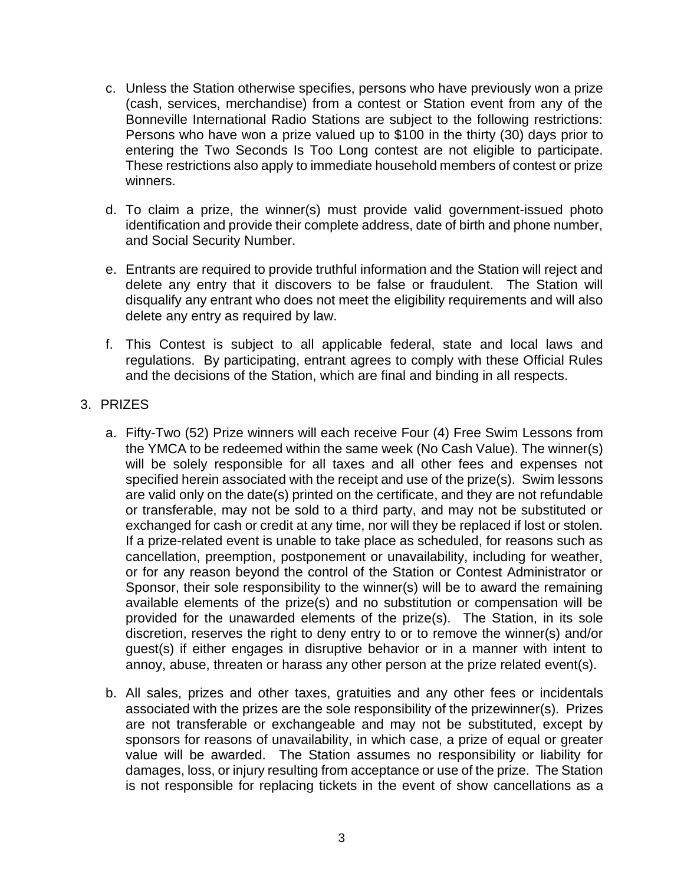c. Unless the Station otherwise specifies, persons who have previously won a prize (cash, services, merchandise) from a contest or Station event from any of the Bonneville International Radio Stations are subject to the following restrictions: Persons who have won a prize valued up to $100 in the thirty (30) days prior to entering the Two Seconds Is Too Long contest are not eligible to participate. These restrictions also apply to immediate household members of contest or prize winners.

d. To claim a prize, the winner(s) must provide valid government-issued photo identification and provide their complete address, date of birth and phone number, and Social Security Number.

e. Entrants are required to provide truthful information and the Station will reject and delete any entry that it discovers to be false or fraudulent. The Station will disqualify any entrant who does not meet the eligibility requirements and will also delete any entry as required by law.

f. This Contest is subject to all applicable federal, state and local laws and regulations. By participating, entrant agrees to comply with these Official Rules and the decisions of the Station, which are final and binding in all respects.

3. PRIZES

a. Fifty-Two (52) Prize winners will each receive Four (4) Free Swim Lessons from the YMCA to be redeemed within the same week (No Cash Value). The winner(s) will be solely responsible for all taxes and all other fees and expenses not specified herein associated with the receipt and use of the prize(s). Swim lessons are valid only on the date(s) printed on the certificate, and they are not refundable or transferable, may not be sold to a third party, and may not be substituted or exchanged for cash or credit at any time, nor will they be replaced if lost or stolen. If a prize-related event is unable to take place as scheduled, for reasons such as cancellation, preemption, postponement or unavailability, including for weather, or for any reason beyond the control of the Station or Contest Administrator or Sponsor, their sole responsibility to the winner(s) will be to award the remaining available elements of the prize(s) and no substitution or compensation will be provided for the unawarded elements of the prize(s). The Station, in its sole discretion, reserves the right to deny entry to or to remove the winner(s) and/or guest(s) if either engages in disruptive behavior or in a manner with intent to annoy, abuse, threaten or harass any other person at the prize related event(s).

b. All sales, prizes and other taxes, gratuities and any other fees or incidentals associated with the prizes are the sole responsibility of the prizewinner(s). Prizes are not transferable or exchangeable and may not be substituted, except by sponsors for reasons of unavailability, in which case, a prize of equal or greater value will be awarded. The Station assumes no responsibility or liability for damages, loss, or injury resulting from acceptance or use of the prize. The Station is not responsible for replacing tickets in the event of show cancellations as a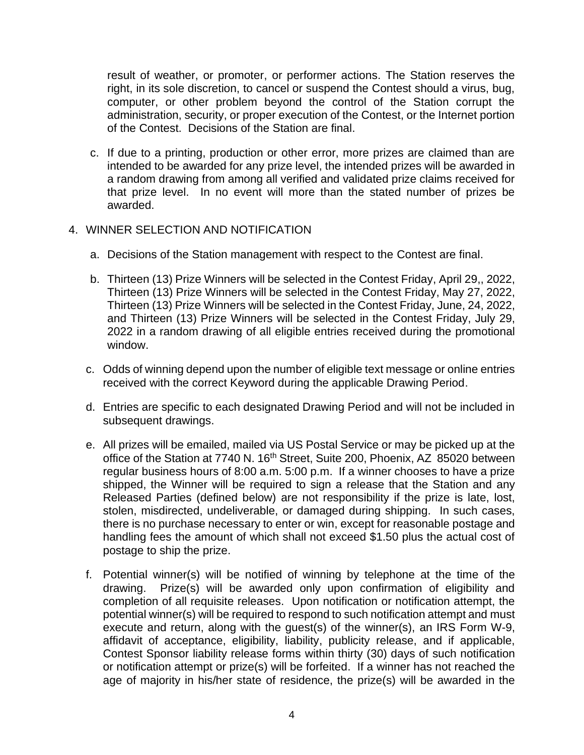result of weather, or promoter, or performer actions. The Station reserves the right, in its sole discretion, to cancel or suspend the Contest should a virus, bug, computer, or other problem beyond the control of the Station corrupt the administration, security, or proper execution of the Contest, or the Internet portion of the Contest. Decisions of the Station are final.

c. If due to a printing, production or other error, more prizes are claimed than are intended to be awarded for any prize level, the intended prizes will be awarded in a random drawing from among all verified and validated prize claims received for that prize level. In no event will more than the stated number of prizes be awarded.

4. WINNER SELECTION AND NOTIFICATION

a. Decisions of the Station management with respect to the Contest are final.

b. Thirteen (13) Prize Winners will be selected in the Contest Friday, April 29,, 2022, Thirteen (13) Prize Winners will be selected in the Contest Friday, May 27, 2022, Thirteen (13) Prize Winners will be selected in the Contest Friday, June, 24, 2022, and Thirteen (13) Prize Winners will be selected in the Contest Friday, July 29, 2022 in a random drawing of all eligible entries received during the promotional window.

c. Odds of winning depend upon the number of eligible text message or online entries received with the correct Keyword during the applicable Drawing Period.

d. Entries are specific to each designated Drawing Period and will not be included in subsequent drawings.

e. All prizes will be emailed, mailed via US Postal Service or may be picked up at the office of the Station at 7740 N. 16th Street, Suite 200, Phoenix, AZ 85020 between regular business hours of 8:00 a.m. 5:00 p.m. If a winner chooses to have a prize shipped, the Winner will be required to sign a release that the Station and any Released Parties (defined below) are not responsibility if the prize is late, lost, stolen, misdirected, undeliverable, or damaged during shipping. In such cases, there is no purchase necessary to enter or win, except for reasonable postage and handling fees the amount of which shall not exceed $1.50 plus the actual cost of postage to ship the prize.

f. Potential winner(s) will be notified of winning by telephone at the time of the drawing. Prize(s) will be awarded only upon confirmation of eligibility and completion of all requisite releases. Upon notification or notification attempt, the potential winner(s) will be required to respond to such notification attempt and must execute and return, along with the guest(s) of the winner(s), an IRS Form W-9, affidavit of acceptance, eligibility, liability, publicity release, and if applicable, Contest Sponsor liability release forms within thirty (30) days of such notification or notification attempt or prize(s) will be forfeited. If a winner has not reached the age of majority in his/her state of residence, the prize(s) will be awarded in the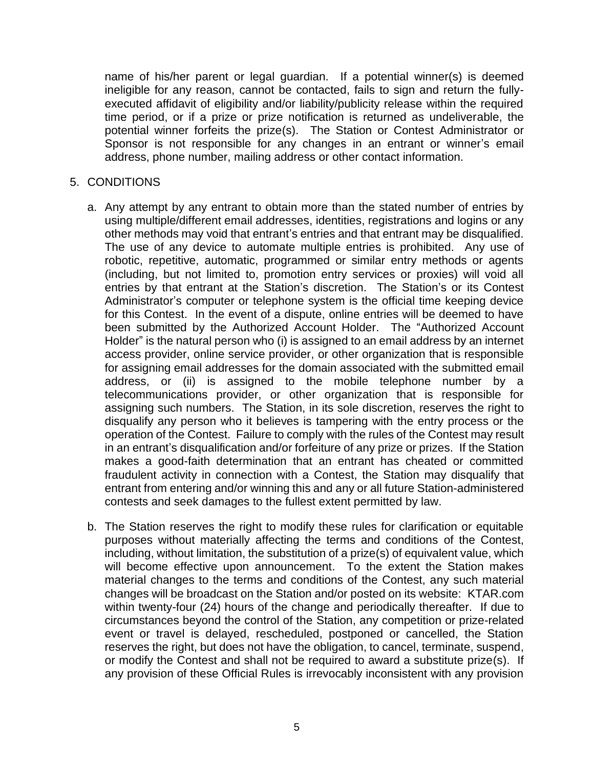name of his/her parent or legal guardian. If a potential winner(s) is deemed ineligible for any reason, cannot be contacted, fails to sign and return the fully-executed affidavit of eligibility and/or liability/publicity release within the required time period, or if a prize or prize notification is returned as undeliverable, the potential winner forfeits the prize(s). The Station or Contest Administrator or Sponsor is not responsible for any changes in an entrant or winner's email address, phone number, mailing address or other contact information.

5. CONDITIONS

   a. Any attempt by any entrant to obtain more than the stated number of entries by using multiple/different email addresses, identities, registrations and logins or any other methods may void that entrant's entries and that entrant may be disqualified. The use of any device to automate multiple entries is prohibited. Any use of robotic, repetitive, automatic, programmed or similar entry methods or agents (including, but not limited to, promotion entry services or proxies) will void all entries by that entrant at the Station's discretion. The Station's or its Contest Administrator's computer or telephone system is the official time keeping device for this Contest. In the event of a dispute, online entries will be deemed to have been submitted by the Authorized Account Holder. The "Authorized Account Holder" is the natural person who (i) is assigned to an email address by an internet access provider, online service provider, or other organization that is responsible for assigning email addresses for the domain associated with the submitted email address, or (ii) is assigned to the mobile telephone number by a telecommunications provider, or other organization that is responsible for assigning such numbers. The Station, in its sole discretion, reserves the right to disqualify any person who it believes is tampering with the entry process or the operation of the Contest. Failure to comply with the rules of the Contest may result in an entrant's disqualification and/or forfeiture of any prize or prizes. If the Station makes a good-faith determination that an entrant has cheated or committed fraudulent activity in connection with a Contest, the Station may disqualify that entrant from entering and/or winning this and any or all future Station-administered contests and seek damages to the fullest extent permitted by law.

   b. The Station reserves the right to modify these rules for clarification or equitable purposes without materially affecting the terms and conditions of the Contest, including, without limitation, the substitution of a prize(s) of equivalent value, which will become effective upon announcement. To the extent the Station makes material changes to the terms and conditions of the Contest, any such material changes will be broadcast on the Station and/or posted on its website: KTAR.com within twenty-four (24) hours of the change and periodically thereafter. If due to circumstances beyond the control of the Station, any competition or prize-related event or travel is delayed, rescheduled, postponed or cancelled, the Station reserves the right, but does not have the obligation, to cancel, terminate, suspend, or modify the Contest and shall not be required to award a substitute prize(s). If any provision of these Official Rules is irrevocably inconsistent with any provision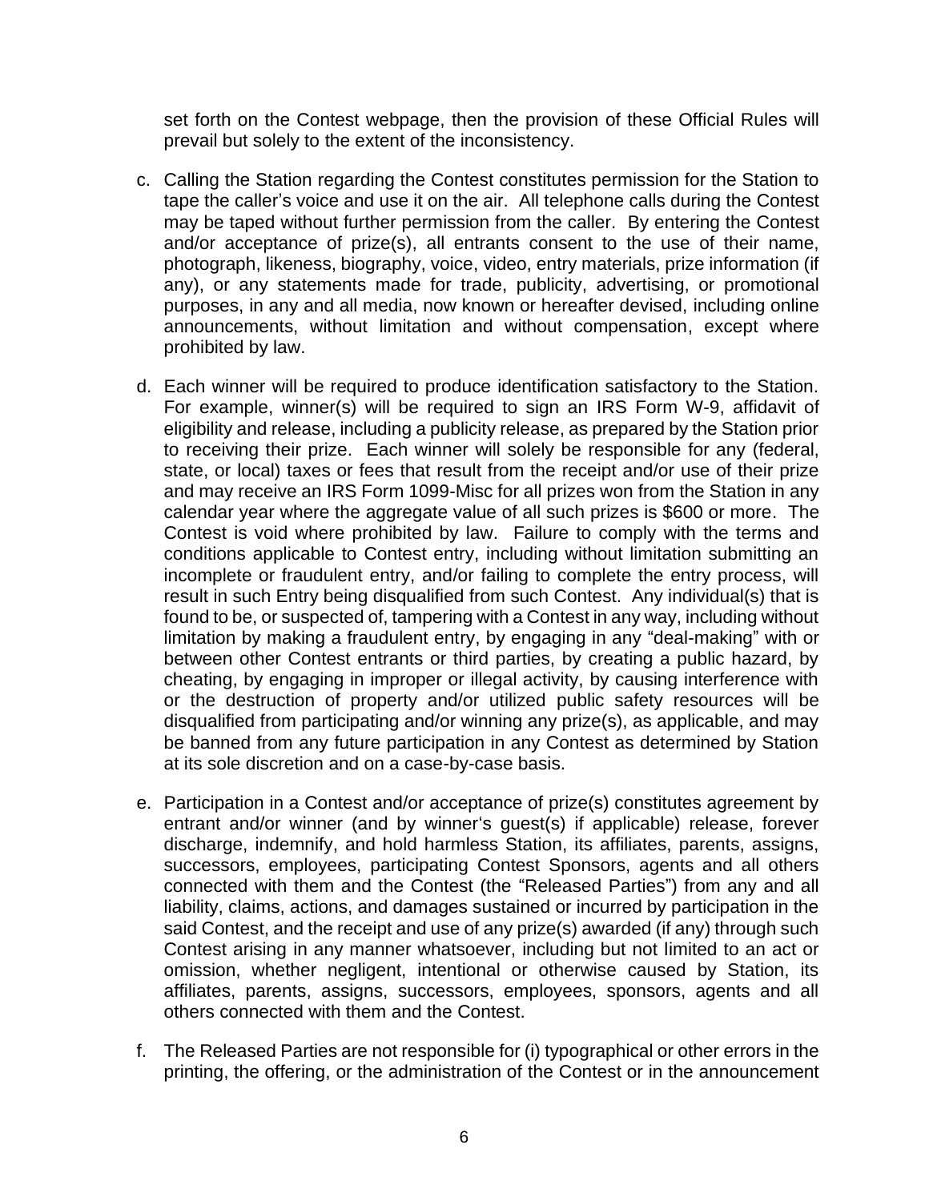set forth on the Contest webpage, then the provision of these Official Rules will prevail but solely to the extent of the inconsistency.

c. Calling the Station regarding the Contest constitutes permission for the Station to tape the caller's voice and use it on the air. All telephone calls during the Contest may be taped without further permission from the caller. By entering the Contest and/or acceptance of prize(s), all entrants consent to the use of their name, photograph, likeness, biography, voice, video, entry materials, prize information (if any), or any statements made for trade, publicity, advertising, or promotional purposes, in any and all media, now known or hereafter devised, including online announcements, without limitation and without compensation, except where prohibited by law.

d. Each winner will be required to produce identification satisfactory to the Station. For example, winner(s) will be required to sign an IRS Form W-9, affidavit of eligibility and release, including a publicity release, as prepared by the Station prior to receiving their prize. Each winner will solely be responsible for any (federal, state, or local) taxes or fees that result from the receipt and/or use of their prize and may receive an IRS Form 1099-Misc for all prizes won from the Station in any calendar year where the aggregate value of all such prizes is $600 or more. The Contest is void where prohibited by law. Failure to comply with the terms and conditions applicable to Contest entry, including without limitation submitting an incomplete or fraudulent entry, and/or failing to complete the entry process, will result in such Entry being disqualified from such Contest. Any individual(s) that is found to be, or suspected of, tampering with a Contest in any way, including without limitation by making a fraudulent entry, by engaging in any "deal-making" with or between other Contest entrants or third parties, by creating a public hazard, by cheating, by engaging in improper or illegal activity, by causing interference with or the destruction of property and/or utilized public safety resources will be disqualified from participating and/or winning any prize(s), as applicable, and may be banned from any future participation in any Contest as determined by Station at its sole discretion and on a case-by-case basis.

e. Participation in a Contest and/or acceptance of prize(s) constitutes agreement by entrant and/or winner (and by winner's guest(s) if applicable) release, forever discharge, indemnify, and hold harmless Station, its affiliates, parents, assigns, successors, employees, participating Contest Sponsors, agents and all others connected with them and the Contest (the "Released Parties") from any and all liability, claims, actions, and damages sustained or incurred by participation in the said Contest, and the receipt and use of any prize(s) awarded (if any) through such Contest arising in any manner whatsoever, including but not limited to an act or omission, whether negligent, intentional or otherwise caused by Station, its affiliates, parents, assigns, successors, employees, sponsors, agents and all others connected with them and the Contest.

f. The Released Parties are not responsible for (i) typographical or other errors in the printing, the offering, or the administration of the Contest or in the announcement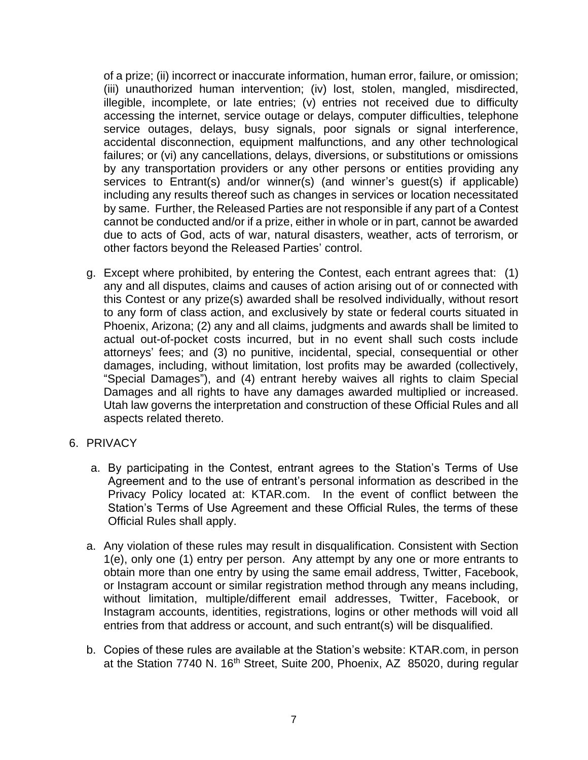of a prize; (ii) incorrect or inaccurate information, human error, failure, or omission; (iii) unauthorized human intervention; (iv) lost, stolen, mangled, misdirected, illegible, incomplete, or late entries; (v) entries not received due to difficulty accessing the internet, service outage or delays, computer difficulties, telephone service outages, delays, busy signals, poor signals or signal interference, accidental disconnection, equipment malfunctions, and any other technological failures; or (vi) any cancellations, delays, diversions, or substitutions or omissions by any transportation providers or any other persons or entities providing any services to Entrant(s) and/or winner(s) (and winner's guest(s) if applicable) including any results thereof such as changes in services or location necessitated by same. Further, the Released Parties are not responsible if any part of a Contest cannot be conducted and/or if a prize, either in whole or in part, cannot be awarded due to acts of God, acts of war, natural disasters, weather, acts of terrorism, or other factors beyond the Released Parties' control.

g. Except where prohibited, by entering the Contest, each entrant agrees that: (1) any and all disputes, claims and causes of action arising out of or connected with this Contest or any prize(s) awarded shall be resolved individually, without resort to any form of class action, and exclusively by state or federal courts situated in Phoenix, Arizona; (2) any and all claims, judgments and awards shall be limited to actual out-of-pocket costs incurred, but in no event shall such costs include attorneys' fees; and (3) no punitive, incidental, special, consequential or other damages, including, without limitation, lost profits may be awarded (collectively, "Special Damages"), and (4) entrant hereby waives all rights to claim Special Damages and all rights to have any damages awarded multiplied or increased. Utah law governs the interpretation and construction of these Official Rules and all aspects related thereto.

6. PRIVACY

a. By participating in the Contest, entrant agrees to the Station's Terms of Use Agreement and to the use of entrant's personal information as described in the Privacy Policy located at: KTAR.com. In the event of conflict between the Station's Terms of Use Agreement and these Official Rules, the terms of these Official Rules shall apply.

a. Any violation of these rules may result in disqualification. Consistent with Section 1(e), only one (1) entry per person. Any attempt by any one or more entrants to obtain more than one entry by using the same email address, Twitter, Facebook, or Instagram account or similar registration method through any means including, without limitation, multiple/different email addresses, Twitter, Facebook, or Instagram accounts, identities, registrations, logins or other methods will void all entries from that address or account, and such entrant(s) will be disqualified.

b. Copies of these rules are available at the Station's website: KTAR.com, in person at the Station 7740 N. 16th Street, Suite 200, Phoenix, AZ 85020, during regular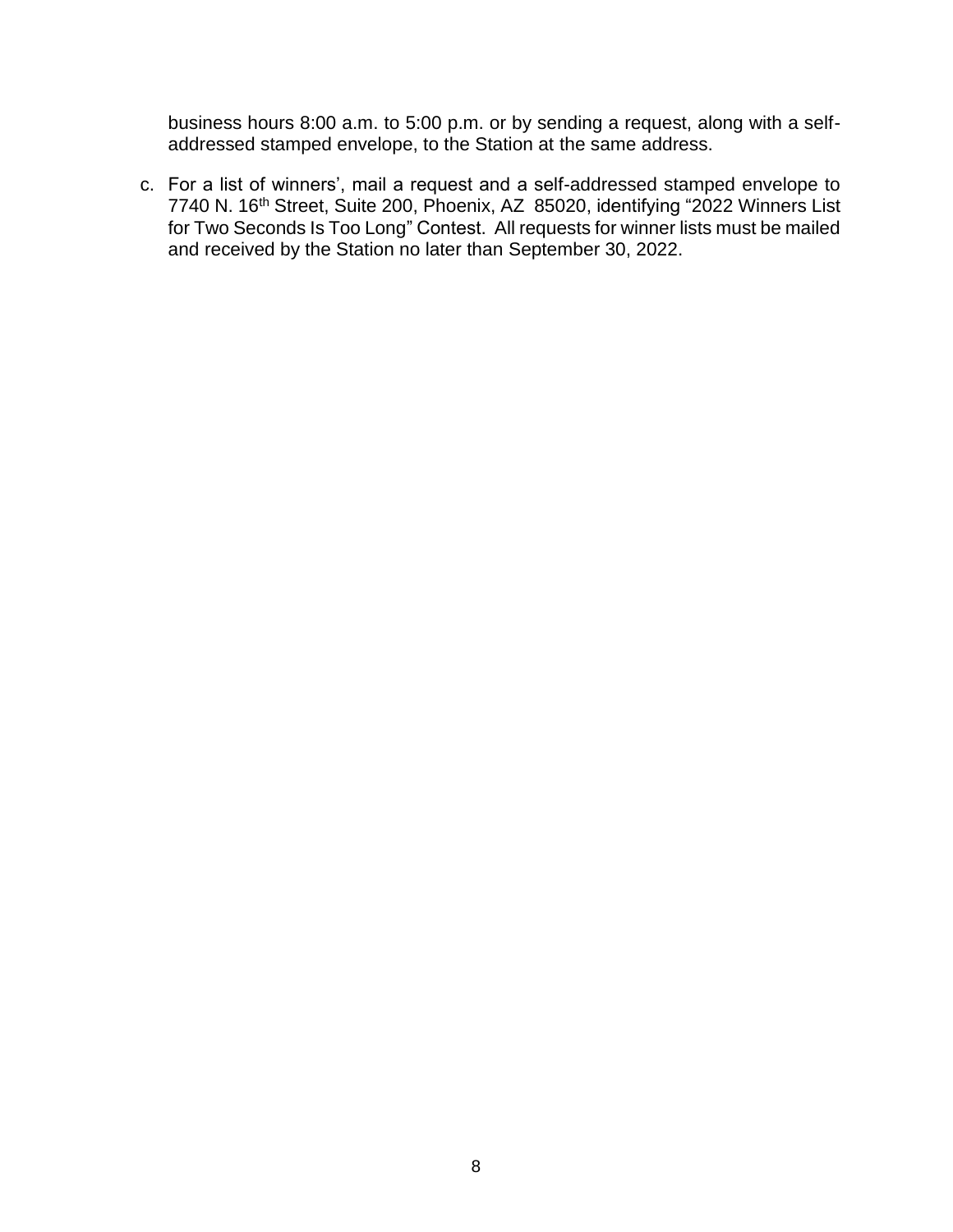business hours 8:00 a.m. to 5:00 p.m. or by sending a request, along with a self-addressed stamped envelope, to the Station at the same address.

c. For a list of winners', mail a request and a self-addressed stamped envelope to 7740 N. 16th Street, Suite 200, Phoenix, AZ 85020, identifying "2022 Winners List for Two Seconds Is Too Long" Contest. All requests for winner lists must be mailed and received by the Station no later than September 30, 2022.